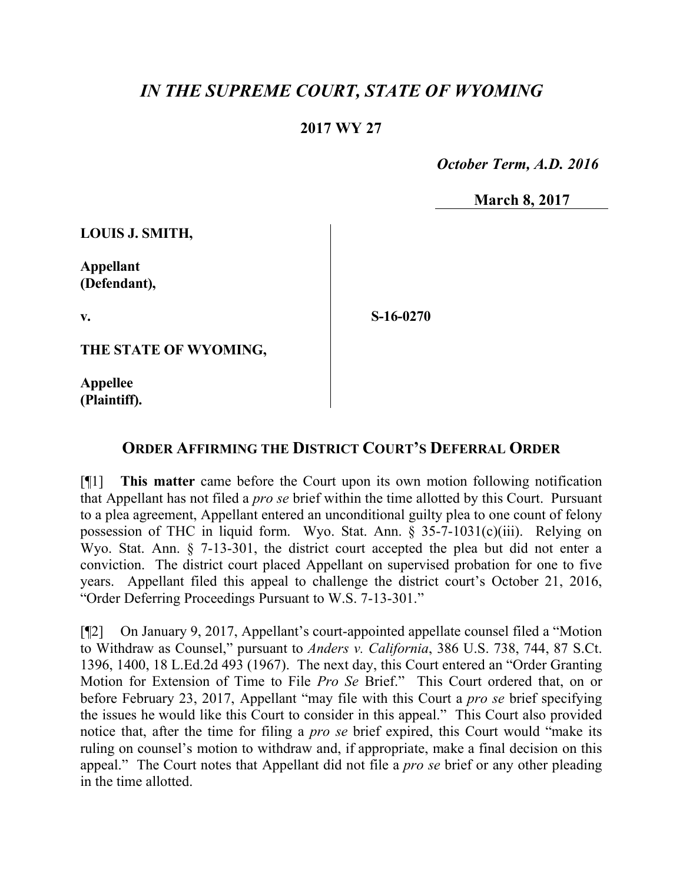# *IN THE SUPREME COURT, STATE OF WYOMING*

## 2017 WY 27

*October Term, A.D. 2016*

**March 8, 2017**

**LOUIS J. SMITH,**

**Appellant (Defendant),**

**v.**

**S-16-0270**

**THE STATE OF WYOMING,**

**Appellee (Plaintiff).**

## ORDER AFFIRMING THE DISTRICT COURT'S DEFERRAL ORDER

[¶1] **This matter** came before the Court upon its own motion following notification that Appellant has not filed a *pro se* brief within the time allotted by this Court. Pursuant to a plea agreement, Appellant entered an unconditional guilty plea to one count of felony possession of THC in liquid form. Wyo. Stat. Ann. § 35-7-1031(c)(iii). Relying on Wyo. Stat. Ann. § 7-13-301, the district court accepted the plea but did not enter a conviction. The district court placed Appellant on supervised probation for one to five years. Appellant filed this appeal to challenge the district court's October 21, 2016, "Order Deferring Proceedings Pursuant to W.S. 7-13-301."

[¶2] On January 9, 2017, Appellant's court-appointed appellate counsel filed a "Motion to Withdraw as Counsel," pursuant to *Anders v. California*, 386 U.S. 738, 744, 87 S.Ct. 1396, 1400, 18 L.Ed.2d 493 (1967). The next day, this Court entered an "Order Granting Motion for Extension of Time to File *Pro Se* Brief." This Court ordered that, on or before February 23, 2017, Appellant "may file with this Court a *pro se* brief specifying the issues he would like this Court to consider in this appeal." This Court also provided notice that, after the time for filing a *pro se* brief expired, this Court would "make its ruling on counsel's motion to withdraw and, if appropriate, make a final decision on this appeal." The Court notes that Appellant did not file a *pro se* brief or any other pleading in the time allotted.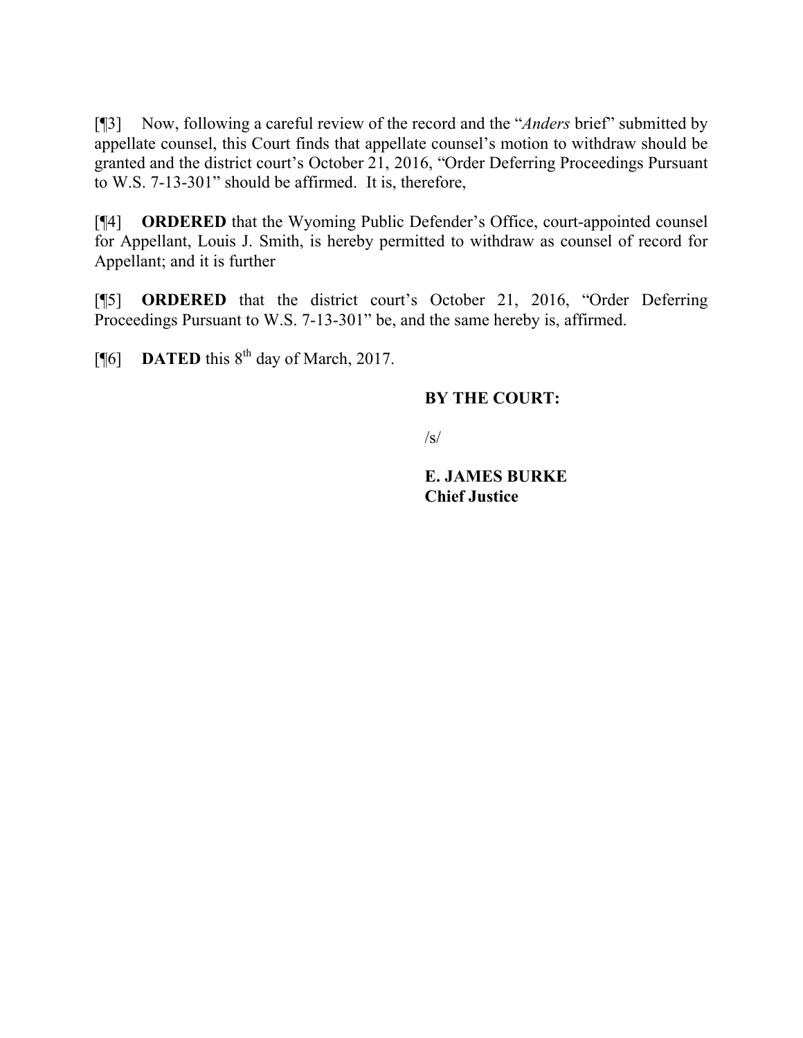[¶3] Now, following a careful review of the record and the "*Anders* brief" submitted by appellate counsel, this Court finds that appellate counsel's motion to withdraw should be granted and the district court's October 21, 2016, "Order Deferring Proceedings Pursuant to W.S. 7-13-301" should be affirmed. It is, therefore,

[¶4] **ORDERED** that the Wyoming Public Defender's Office, court-appointed counsel for Appellant, Louis J. Smith, is hereby permitted to withdraw as counsel of record for Appellant; and it is further

[¶5] **ORDERED** that the district court's October 21, 2016, "Order Deferring Proceedings Pursuant to W.S. 7-13-301" be, and the same hereby is, affirmed.

[¶6] **DATED** this 8th day of March, 2017.

**BY THE COURT:**

/s/

**E. JAMES BURKE**
**Chief Justice**